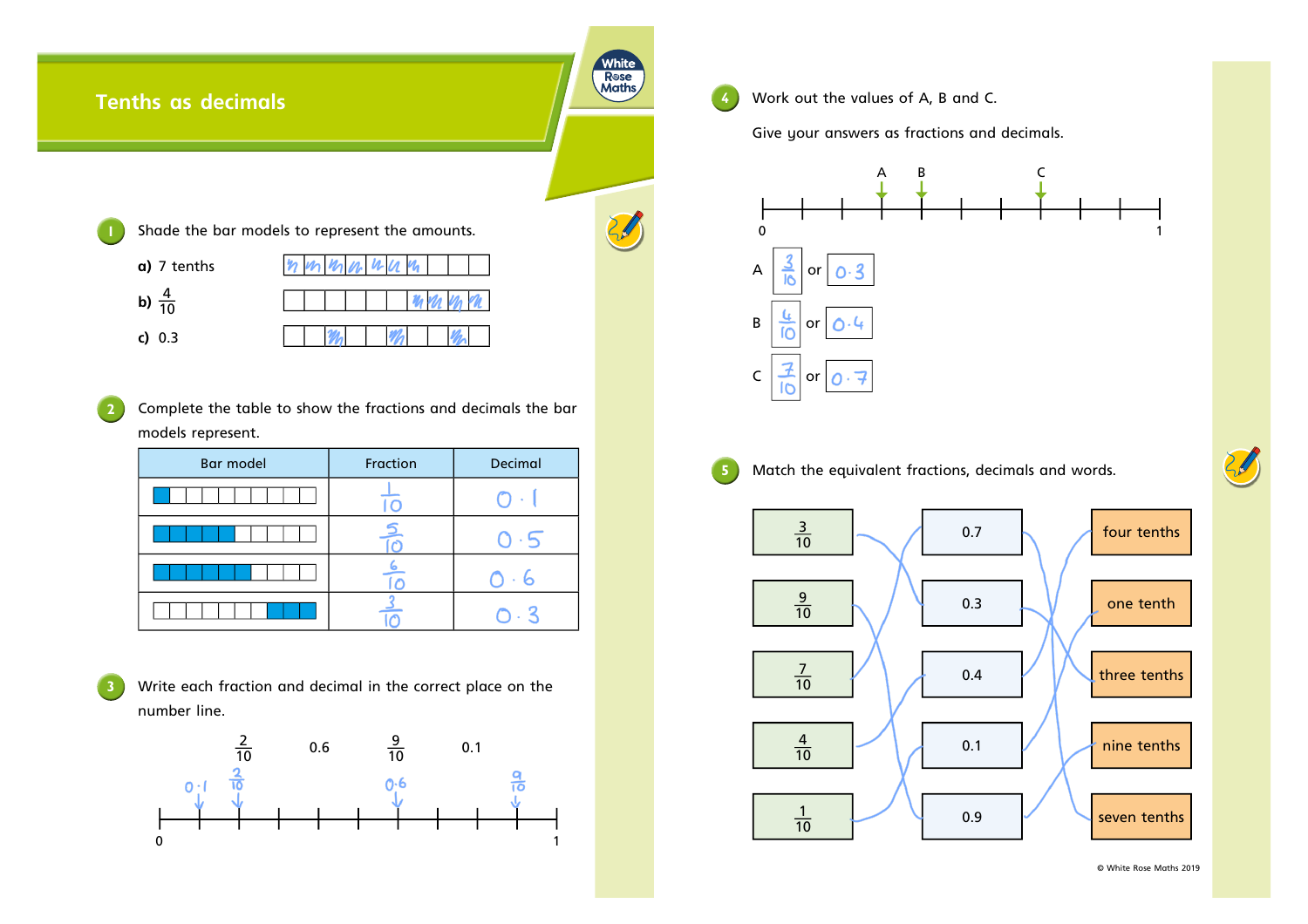# Tenths as decimals

**1** Shade the bar models to represent the amounts.

**a)** 7 tenths

**b)** $\frac{4}{10}$

**c)** 0.3

**2** Complete the table to show the fractions and decimals the bar models represent.

| Bar model | Fraction | Decimal |
|---|---|---|
| 1 of 10 shaded | $\frac{1}{10}$ | 0.1 |
| 5 of 10 shaded | $\frac{5}{10}$ | 0.5 |
| 6 of 10 shaded | $\frac{6}{10}$ | 0.6 |
| 3 of 10 shaded | $\frac{3}{10}$ | 0.3 |

**3** Write each fraction and decimal in the correct place on the number line.

$\frac{2}{10}$ 0.6 $\frac{9}{10}$ 0.1

0 — 1

**4** Work out the values of A, B and C.

Give your answers as fractions and decimals.

0 — A — B — C — 1

A $\frac{3}{10}$ or 0.3

B $\frac{4}{10}$ or 0.4

C $\frac{7}{10}$ or 0.7

**5** Match the equivalent fractions, decimals and words.

| | | |
|---|---|---|
| $\frac{3}{10}$ | 0.7 | four tenths |
| $\frac{9}{10}$ | 0.3 | one tenth |
| $\frac{7}{10}$ | 0.4 | three tenths |
| $\frac{4}{10}$ | 0.1 | nine tenths |
| $\frac{1}{10}$ | 0.9 | seven tenths |

© White Rose Maths 2019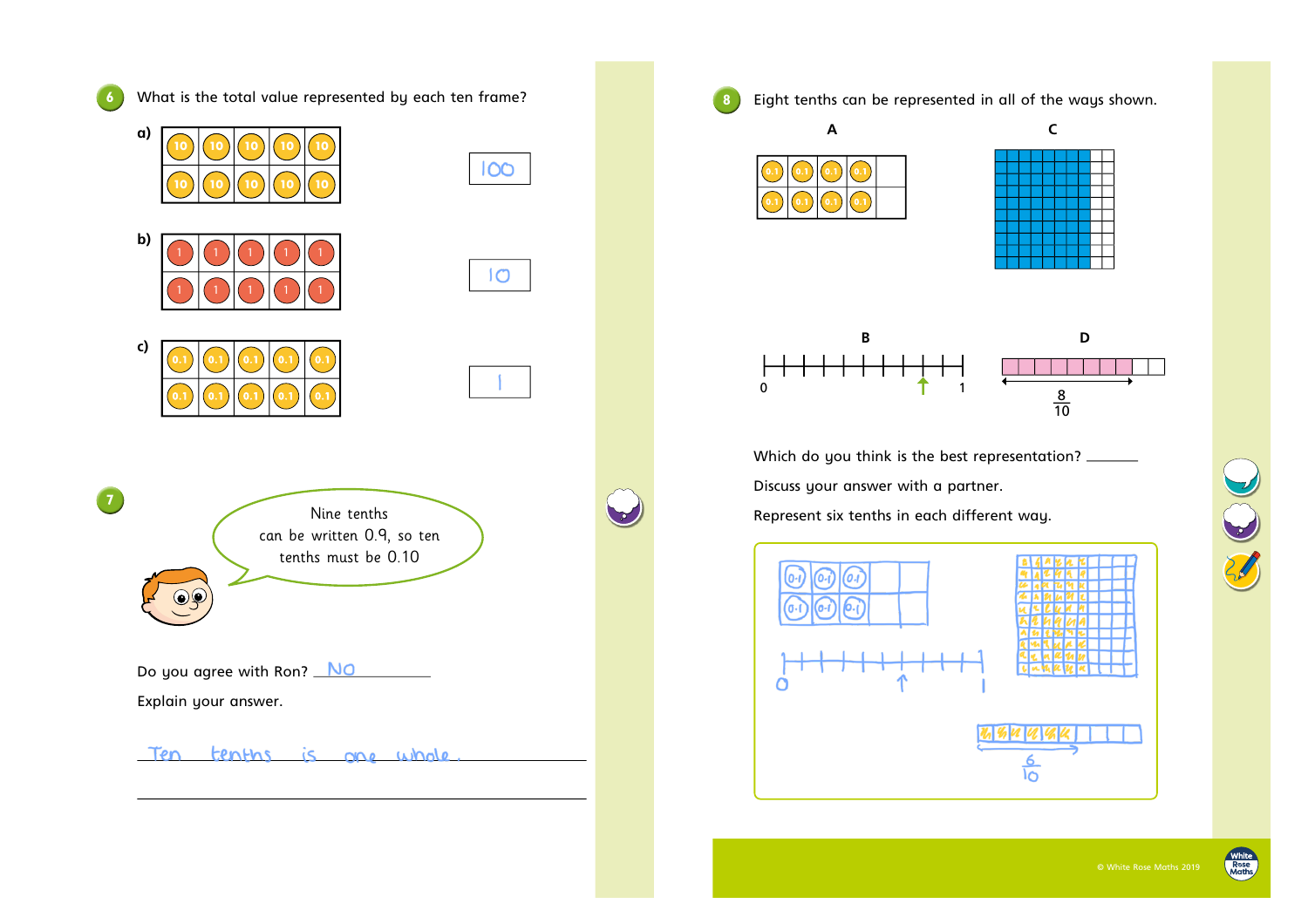6 What is the total value represented by each ten frame?

a) 10 10 10 10 10 / 10 10 10 10 10 — 100

b) 1 1 1 1 1 / 1 1 1 1 1 — 10

c) 0.1 0.1 0.1 0.1 0.1 / 0.1 0.1 0.1 0.1 0.1 — 1

7

Nine tenths can be written 0.9, so ten tenths must be 0.10

Do you agree with Ron? NO

Explain your answer.

Ten tenths is one whole.

8 Eight tenths can be represented in all of the ways shown.

A

0.1 0.1 0.1 0.1
0.1 0.1 0.1 0.1

B

0
1

C

D

$\frac{8}{10}$

Which do you think is the best representation? ______

Discuss your answer with a partner.

Represent six tenths in each different way.

0.1 0.1 0.1
0.1 0.1 0.1

0
1

$\frac{6}{10}$

© White Rose Maths 2019